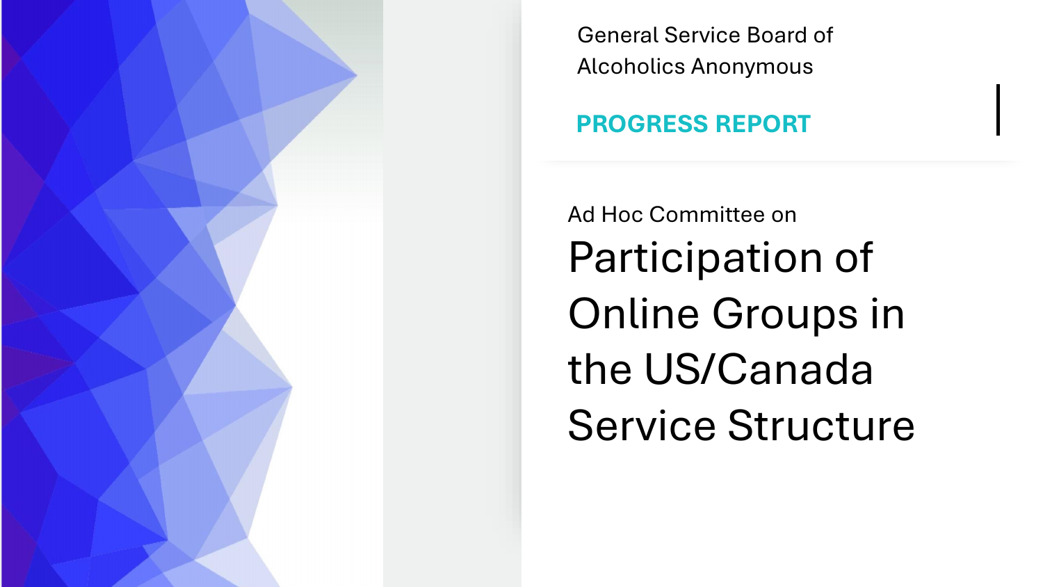General Service Board of Alcoholics Anonymous

**PROGRESS REPORT**

Ad Hoc Committee on

# Participation of Online Groups in the US/Canada Service Structure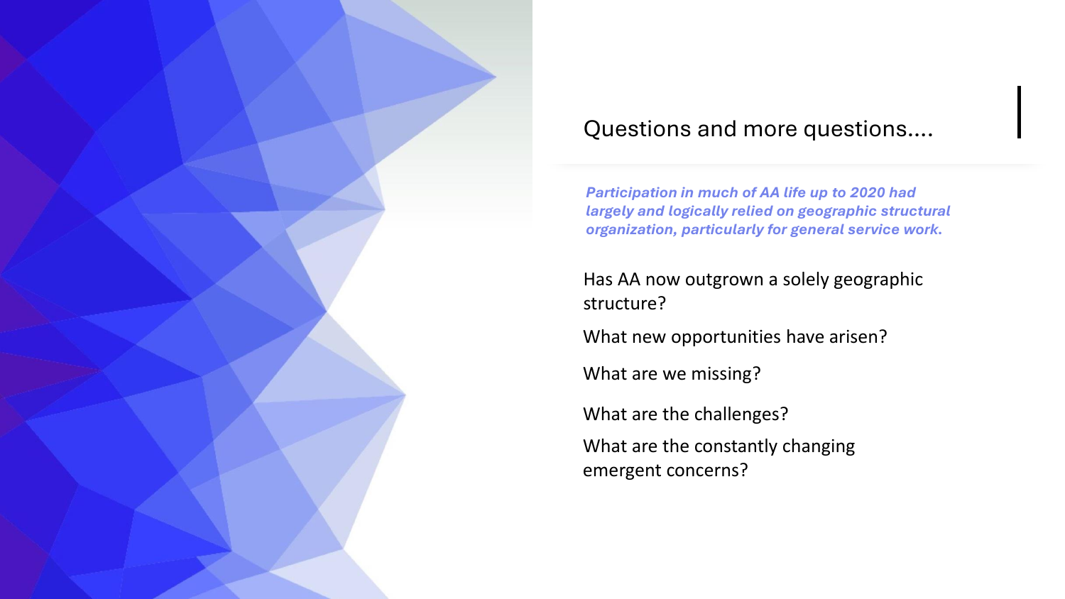## Questions and more questions....

***Participation in much of AA life up to 2020 had largely and logically relied on geographic structural organization, particularly for general service work.***

Has AA now outgrown a solely geographic structure?

What new opportunities have arisen?

What are we missing?

What are the challenges?

What are the constantly changing emergent concerns?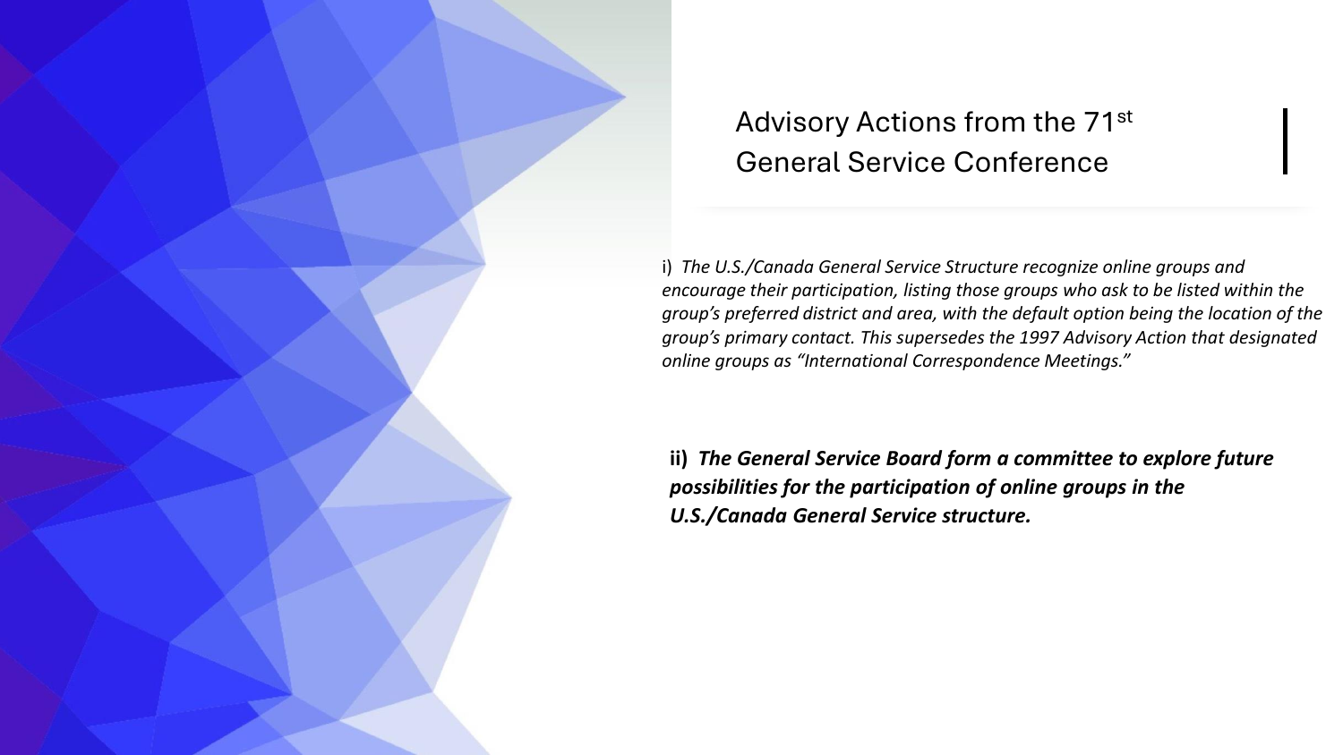# Advisory Actions from the 71st General Service Conference

i) *The U.S./Canada General Service Structure recognize online groups and encourage their participation, listing those groups who ask to be listed within the group's preferred district and area, with the default option being the location of the group's primary contact. This supersedes the 1997 Advisory Action that designated online groups as "International Correspondence Meetings."*

**ii)** ***The General Service Board form a committee to explore future possibilities for the participation of online groups in the U.S./Canada General Service structure.***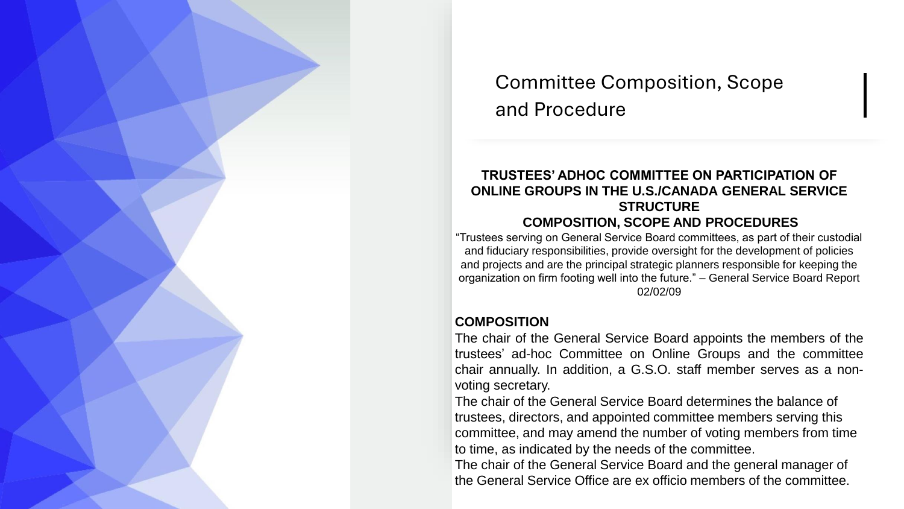# Committee Composition, Scope and Procedure

## TRUSTEES' ADHOC COMMITTEE ON PARTICIPATION OF ONLINE GROUPS IN THE U.S./CANADA GENERAL SERVICE STRUCTURE

## COMPOSITION, SCOPE AND PROCEDURES

"Trustees serving on General Service Board committees, as part of their custodial and fiduciary responsibilities, provide oversight for the development of policies and projects and are the principal strategic planners responsible for keeping the organization on firm footing well into the future." – General Service Board Report 02/02/09

**COMPOSITION**

The chair of the General Service Board appoints the members of the trustees' ad-hoc Committee on Online Groups and the committee chair annually. In addition, a G.S.O. staff member serves as a non-voting secretary.

The chair of the General Service Board determines the balance of trustees, directors, and appointed committee members serving this committee, and may amend the number of voting members from time to time, as indicated by the needs of the committee.

The chair of the General Service Board and the general manager of the General Service Office are ex officio members of the committee.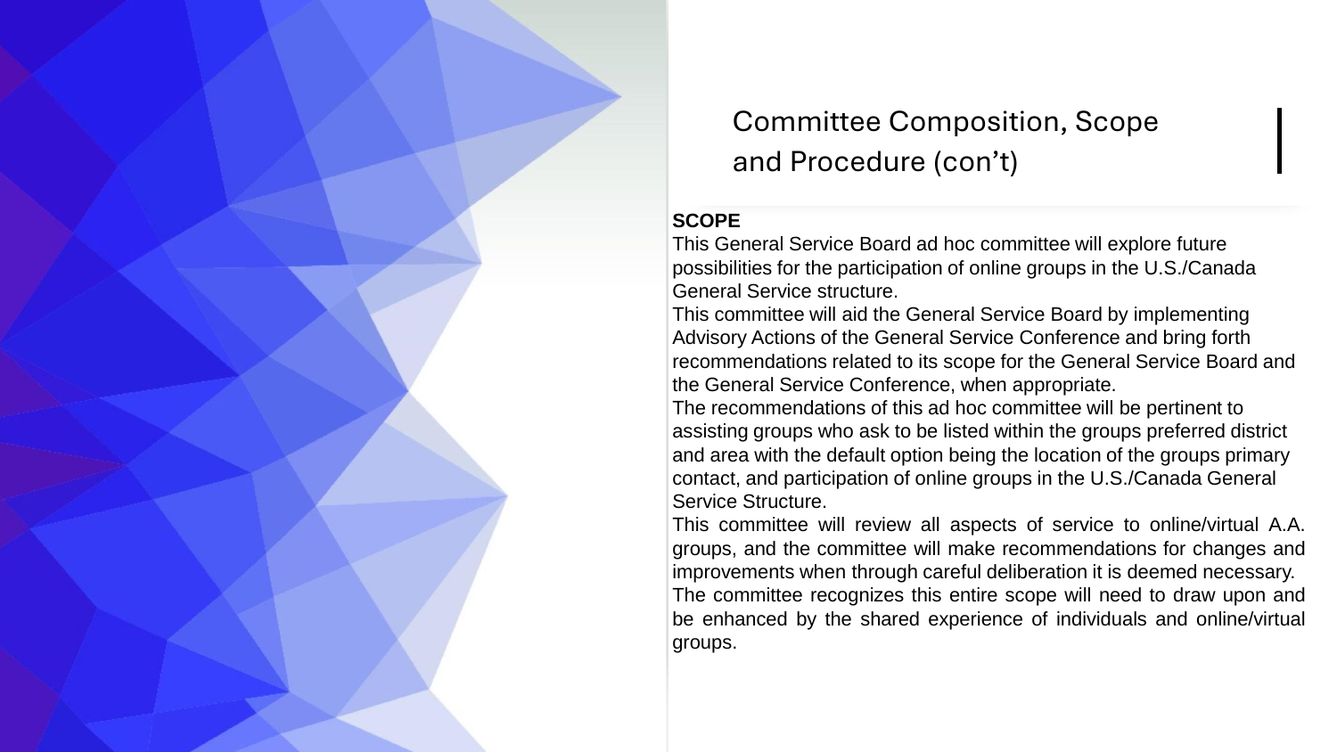# Committee Composition, Scope and Procedure (con't)

**SCOPE**

This General Service Board ad hoc committee will explore future possibilities for the participation of online groups in the U.S./Canada General Service structure.

This committee will aid the General Service Board by implementing Advisory Actions of the General Service Conference and bring forth recommendations related to its scope for the General Service Board and the General Service Conference, when appropriate.

The recommendations of this ad hoc committee will be pertinent to assisting groups who ask to be listed within the groups preferred district and area with the default option being the location of the groups primary contact, and participation of online groups in the U.S./Canada General Service Structure.

This committee will review all aspects of service to online/virtual A.A. groups, and the committee will make recommendations for changes and improvements when through careful deliberation it is deemed necessary.

The committee recognizes this entire scope will need to draw upon and be enhanced by the shared experience of individuals and online/virtual groups.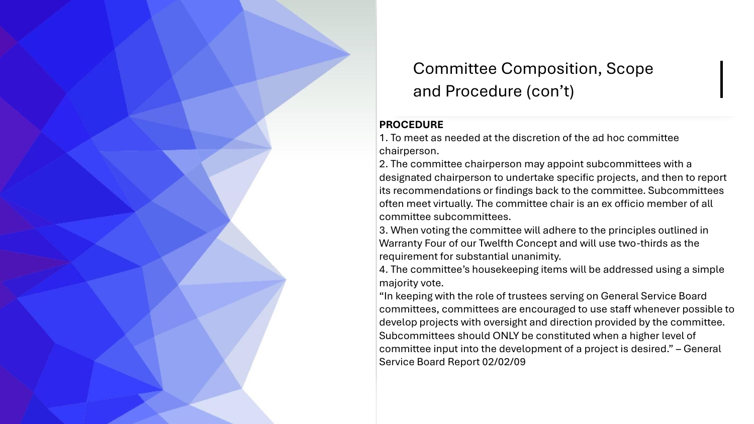# Committee Composition, Scope and Procedure (con't)

**PROCEDURE**

1. To meet as needed at the discretion of the ad hoc committee chairperson.
2. The committee chairperson may appoint subcommittees with a designated chairperson to undertake specific projects, and then to report its recommendations or findings back to the committee. Subcommittees often meet virtually. The committee chair is an ex officio member of all committee subcommittees.
3. When voting the committee will adhere to the principles outlined in Warranty Four of our Twelfth Concept and will use two-thirds as the requirement for substantial unanimity.
4. The committee's housekeeping items will be addressed using a simple majority vote.

"In keeping with the role of trustees serving on General Service Board committees, committees are encouraged to use staff whenever possible to develop projects with oversight and direction provided by the committee. Subcommittees should ONLY be constituted when a higher level of committee input into the development of a project is desired." – General Service Board Report 02/02/09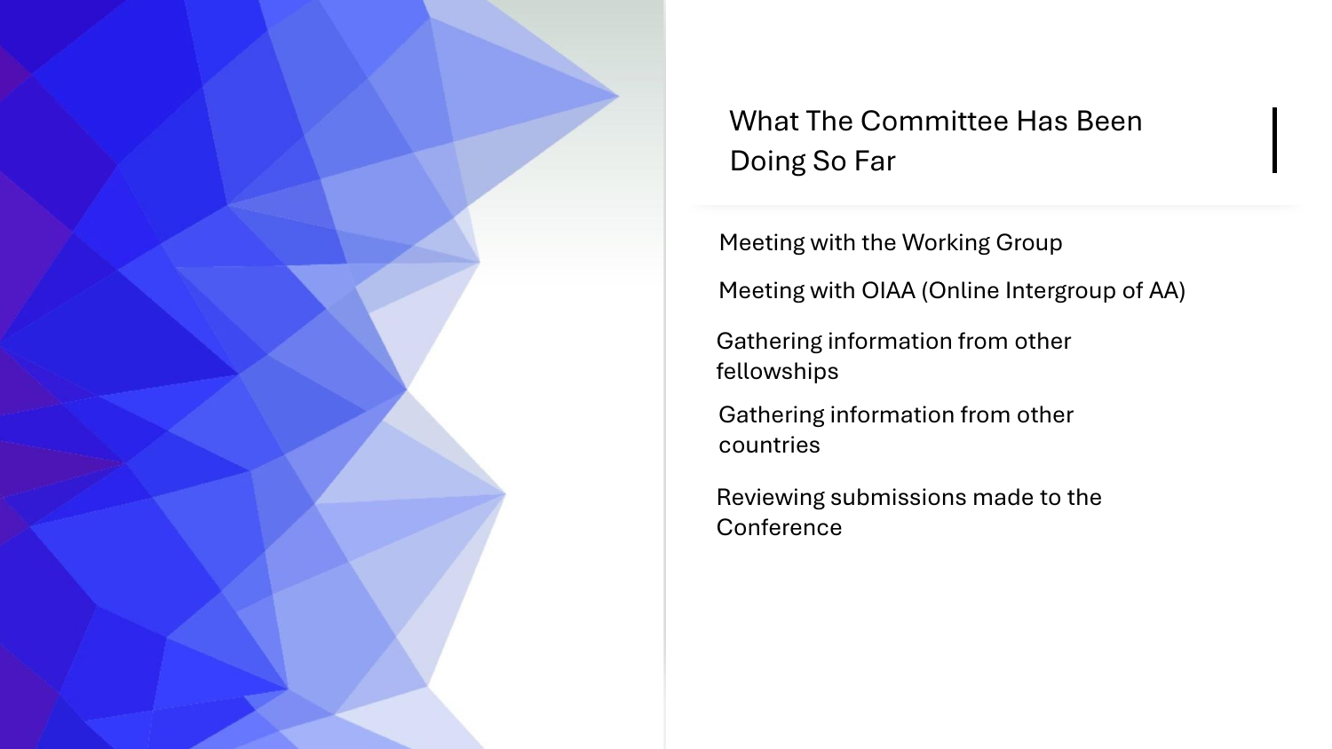## What The Committee Has Been Doing So Far

- Meeting with the Working Group
- Meeting with OIAA (Online Intergroup of AA)
- Gathering information from other fellowships
- Gathering information from other countries
- Reviewing submissions made to the Conference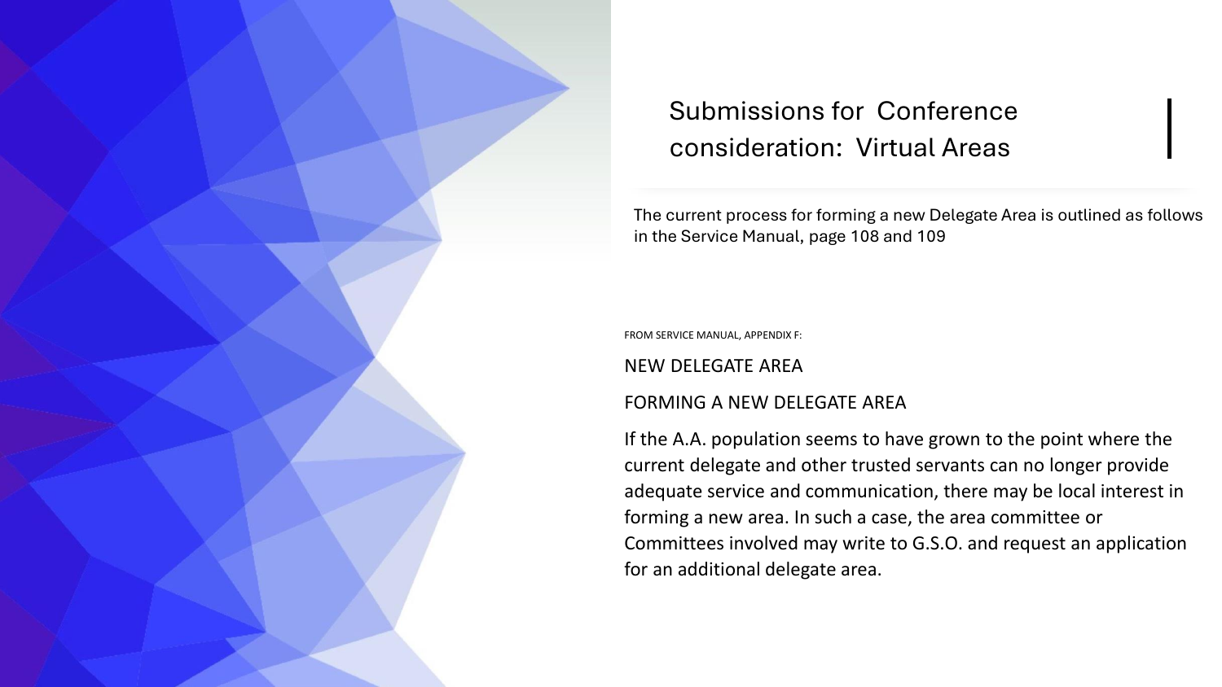# Submissions for Conference consideration: Virtual Areas

The current process for forming a new Delegate Area is outlined as follows in the Service Manual, page 108 and 109

FROM SERVICE MANUAL, APPENDIX F:

NEW DELEGATE AREA

FORMING A NEW DELEGATE AREA

If the A.A. population seems to have grown to the point where the current delegate and other trusted servants can no longer provide adequate service and communication, there may be local interest in forming a new area. In such a case, the area committee or Committees involved may write to G.S.O. and request an application for an additional delegate area.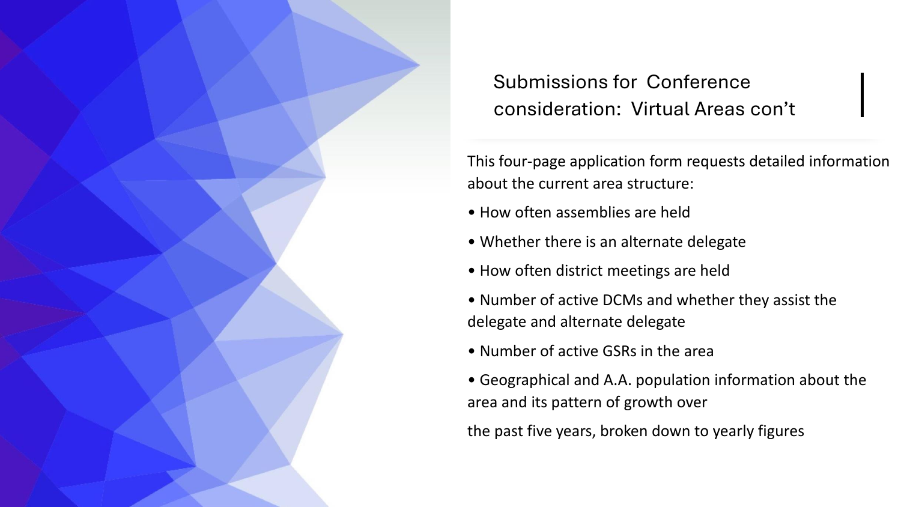## Submissions for Conference consideration: Virtual Areas con't

This four-page application form requests detailed information about the current area structure:

- How often assemblies are held
- Whether there is an alternate delegate
- How often district meetings are held
- Number of active DCMs and whether they assist the delegate and alternate delegate
- Number of active GSRs in the area
- Geographical and A.A. population information about the area and its pattern of growth over the past five years, broken down to yearly figures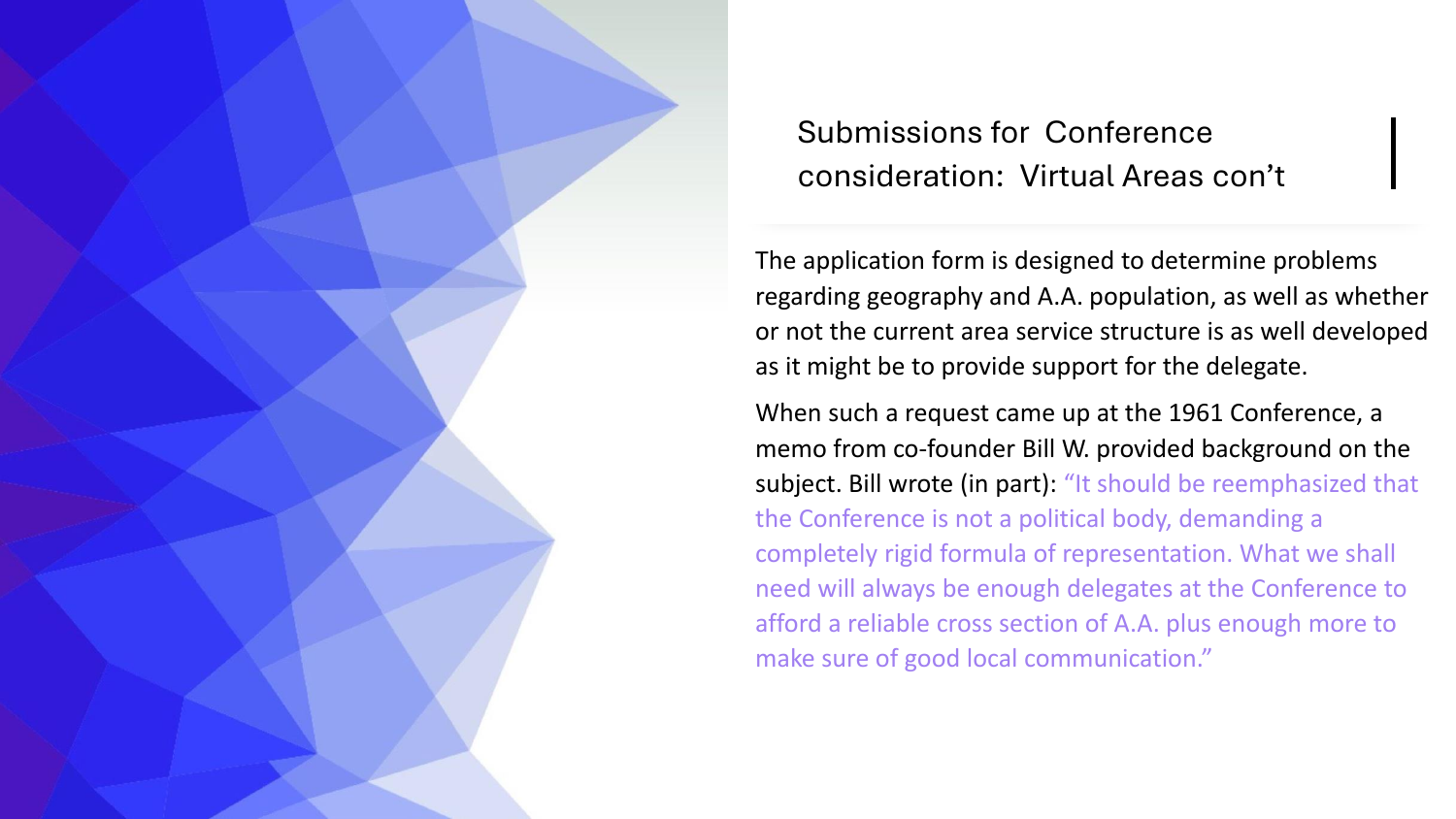## Submissions for Conference consideration: Virtual Areas con’t

The application form is designed to determine problems regarding geography and A.A. population, as well as whether or not the current area service structure is as well developed as it might be to provide support for the delegate.

When such a request came up at the 1961 Conference, a memo from co-founder Bill W. provided background on the subject. Bill wrote (in part): “It should be reemphasized that the Conference is not a political body, demanding a completely rigid formula of representation. What we shall need will always be enough delegates at the Conference to afford a reliable cross section of A.A. plus enough more to make sure of good local communication.”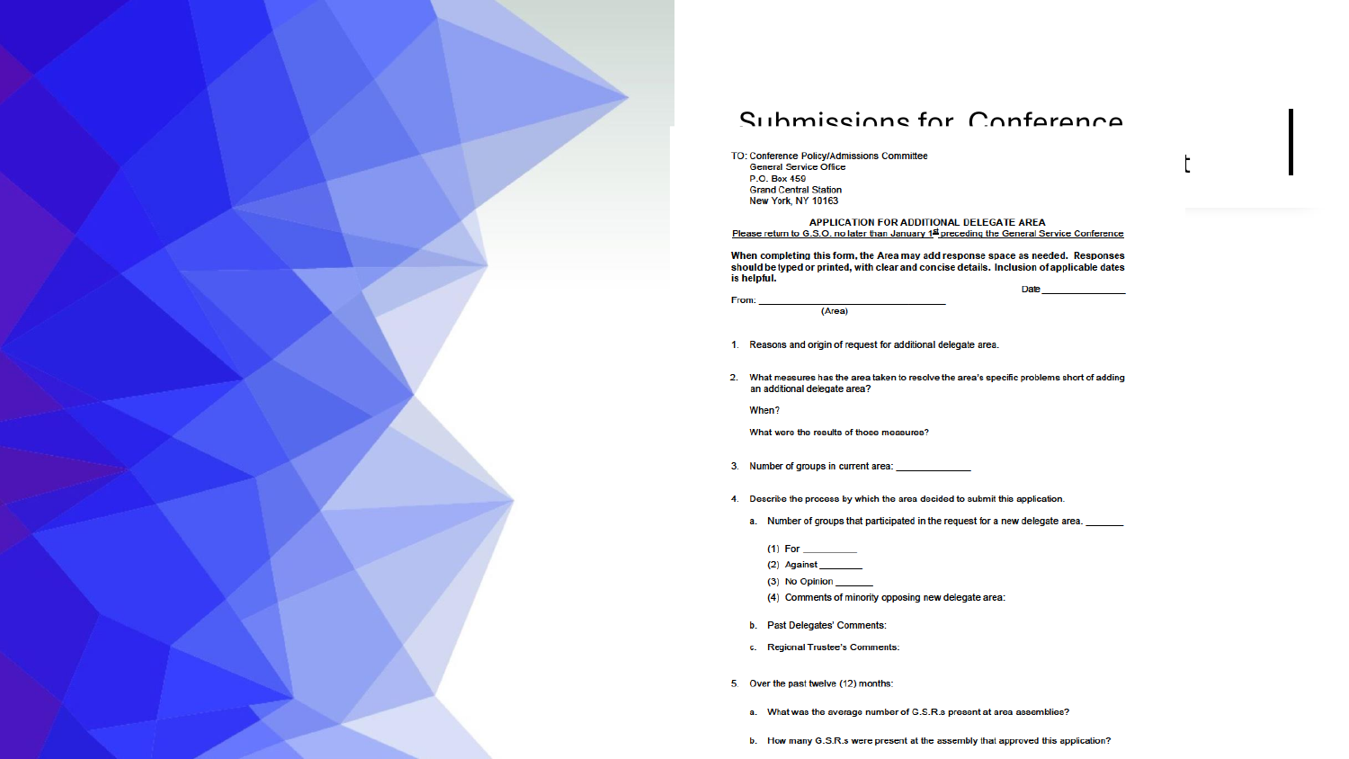# Submissions for Conference

TO: Conference Policy/Admissions Committee
General Service Office
P.O. Box 459
Grand Central Station
New York, NY 10163

**APPLICATION FOR ADDITIONAL DELEGATE AREA**

Please return to G.S.O. no later than January 1st preceding the General Service Conference

**When completing this form, the Area may add response space as needed. Responses should be typed or printed, with clear and concise details. Inclusion of applicable dates is helpful.**

Date _______________

From: ________________________________
(Area)

1. Reasons and origin of request for additional delegate area.
2. What measures has the area taken to resolve the area's specific problems short of adding an additional delegate area?

   When?

   What were the results of those measures?
3. Number of groups in current area: ______________
4. Describe the process by which the area decided to submit this application.
   a. Number of groups that participated in the request for a new delegate area. _______
      (1) For __________
      (2) Against ________
      (3) No Opinion _______
      (4) Comments of minority opposing new delegate area:
   b. Past Delegates' Comments:
   c. Regional Trustee's Comments:
5. Over the past twelve (12) months:
   a. What was the average number of G.S.R.s present at area assemblies?
   b. How many G.S.R.s were present at the assembly that approved this application?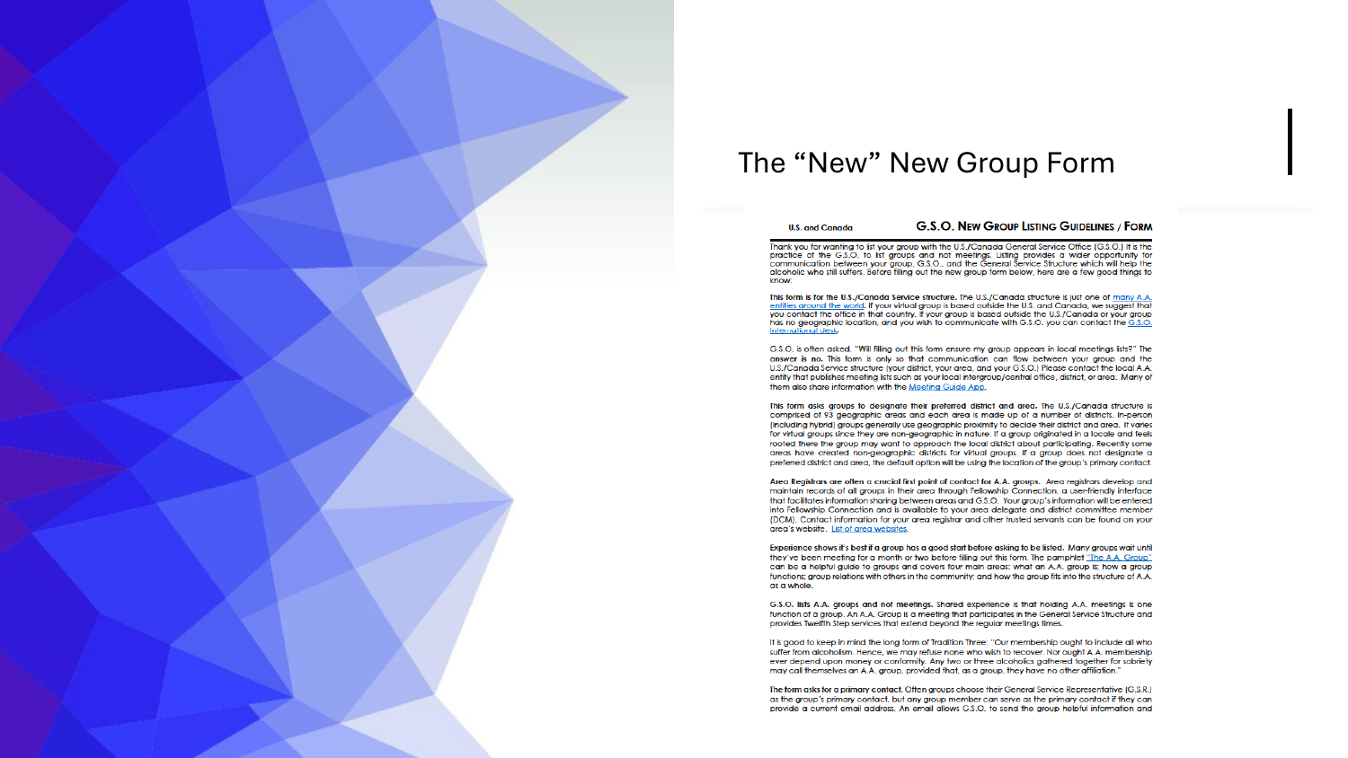# The "New" New Group Form

U.S. and Canada

## G.S.O. New Group Listing Guidelines / Form

Thank you for wanting to list your group with the U.S./Canada General Service Office (G.S.O.) It is the practice of the G.S.O. to list groups and not meetings. Listing provides a wider opportunity for communication between your group, G.S.O., and the General Service Structure which will help the alcoholic who still suffers. Before filling out the new group form below, here are a few good things to know:

**This form is for the U.S./Canada Service structure.** The U.S./Canada structure is just one of many A.A. entities around the world. If your virtual group is based outside the U.S. and Canada, we suggest that you contact the office in that country. If your group is based outside the U.S./Canada or your group has no geographic location, and you wish to communicate with G.S.O. you can contact the G.S.O. International desk.

G.S.O. is often asked, "Will filling out this form ensure my group appears in local meetings lists?" The **answer is no.** This form is only so that communication can flow between your group and the U.S./Canada Service structure (your district, your area, and your G.S.O.) Please contact the local A.A. entity that publishes meeting lists such as your local intergroup/central office, district, or area. Many of them also share information with the Meeting Guide App.

**This form asks groups to designate their preferred district and area.** The U.S./Canada structure is comprised of 93 geographic areas and each area is made up of a number of districts. In-person (including hybrid) groups generally use geographic proximity to decide their district and area. It varies for virtual groups since they are non-geographic in nature. If a group originated in a locale and feels rooted there the group may want to approach the local district about participating. Recently some areas have created non-geographic districts for virtual groups. If a group does not designate a preferred district and area, the default option will be using the location of the group's primary contact.

**Area Registrars are often a crucial first point of contact for A.A. groups.** Area registrars develop and maintain records of all groups in their area through Fellowship Connection, a user-friendly interface that facilitates information sharing between areas and G.S.O. Your group's information will be entered into Fellowship Connection and is available to your area delegate and district committee member (DCM). Contact information for your area registrar and other trusted servants can be found on your area's website. List of area websites.

**Experience shows it's best if a group has a good start before asking to be listed.** Many groups wait until they've been meeting for a month or two before filling out this form. The pamphlet "The A.A. Group" can be a helpful guide to groups and covers four main areas: what an A.A. group is; how a group functions; group relations with others in the community; and how the group fits into the structure of A.A. as a whole.

**G.S.O. lists A.A. groups and not meetings.** Shared experience is that holding A.A. meetings is one function of a group. An A.A. Group is a meeting that participates in the General Service Structure and provides Twelfth Step services that extend beyond the regular meetings times.

It is good to keep in mind the long form of Tradition Three: "Our membership ought to include all who suffer from alcoholism. Hence, we may refuse none who wish to recover. Nor ought A.A. membership ever depend upon money or conformity. Any two or three alcoholics gathered together for sobriety may call themselves an A.A. group, provided that, as a group, they have no other affiliation."

**The form asks for a primary contact.** Often groups choose their General Service Representative (G.S.R.) as the group's primary contact, but any group member can serve as the primary contact if they can provide a current email address. An email allows G.S.O. to send the group helpful information and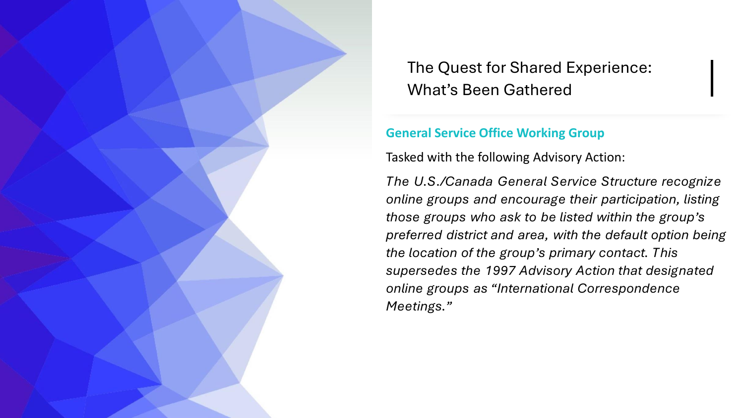# The Quest for Shared Experience: What's Been Gathered

**General Service Office Working Group**

Tasked with the following Advisory Action:

*The U.S./Canada General Service Structure recognize online groups and encourage their participation, listing those groups who ask to be listed within the group's preferred district and area, with the default option being the location of the group's primary contact. This supersedes the 1997 Advisory Action that designated online groups as "International Correspondence Meetings."*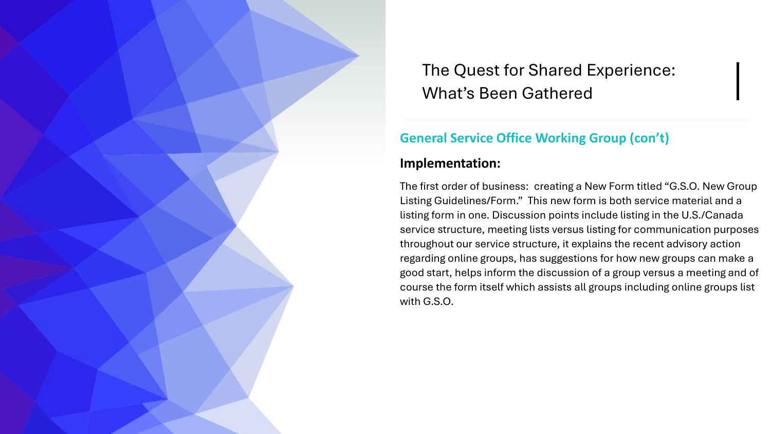# The Quest for Shared Experience: What's Been Gathered

## General Service Office Working Group (con't)

### Implementation:

The first order of business: creating a New Form titled "G.S.O. New Group Listing Guidelines/Form." This new form is both service material and a listing form in one. Discussion points include listing in the U.S./Canada service structure, meeting lists versus listing for communication purposes throughout our service structure, it explains the recent advisory action regarding online groups, has suggestions for how new groups can make a good start, helps inform the discussion of a group versus a meeting and of course the form itself which assists all groups including online groups list with G.S.O.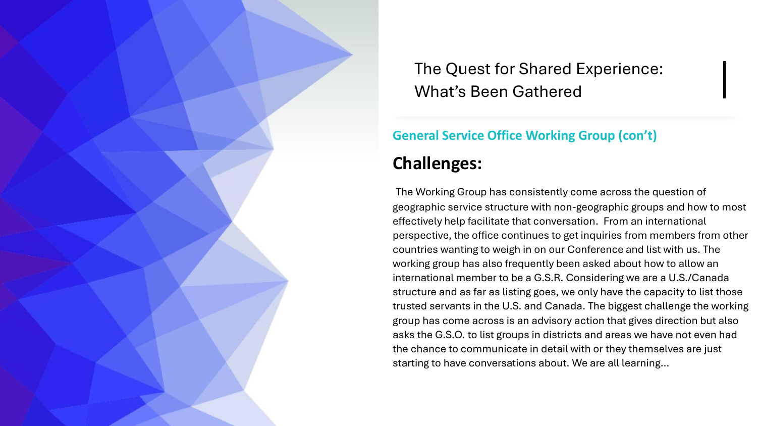# The Quest for Shared Experience: What's Been Gathered

**General Service Office Working Group (con't)**

## Challenges:

The Working Group has consistently come across the question of geographic service structure with non-geographic groups and how to most effectively help facilitate that conversation. From an international perspective, the office continues to get inquiries from members from other countries wanting to weigh in on our Conference and list with us. The working group has also frequently been asked about how to allow an international member to be a G.S.R. Considering we are a U.S./Canada structure and as far as listing goes, we only have the capacity to list those trusted servants in the U.S. and Canada. The biggest challenge the working group has come across is an advisory action that gives direction but also asks the G.S.O. to list groups in districts and areas we have not even had the chance to communicate in detail with or they themselves are just starting to have conversations about. We are all learning…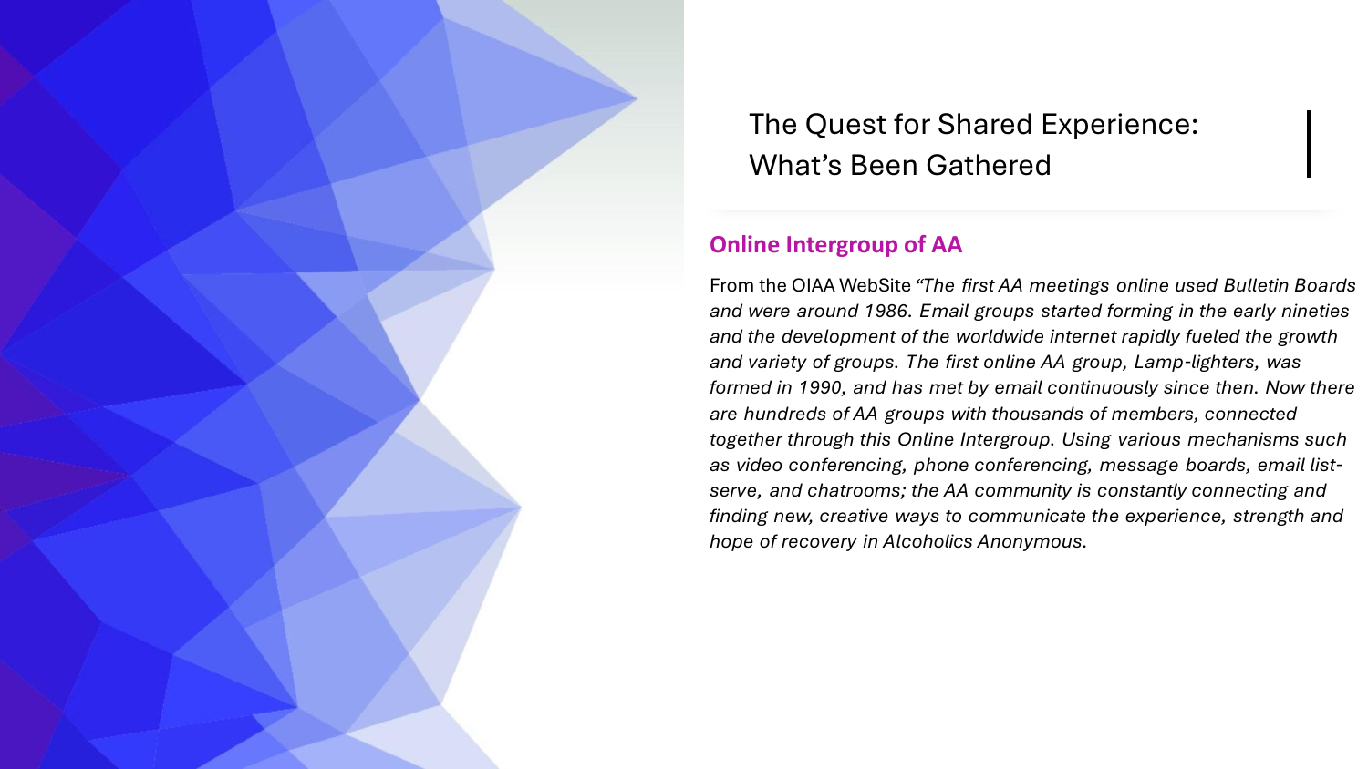# The Quest for Shared Experience: What's Been Gathered

## Online Intergroup of AA

From the OIAA WebSite *"The first AA meetings online used Bulletin Boards and were around 1986. Email groups started forming in the early nineties and the development of the worldwide internet rapidly fueled the growth and variety of groups. The first online AA group, Lamp-lighters, was formed in 1990, and has met by email continuously since then. Now there are hundreds of AA groups with thousands of members, connected together through this Online Intergroup. Using various mechanisms such as video conferencing, phone conferencing, message boards, email list-serve, and chatrooms; the AA community is constantly connecting and finding new, creative ways to communicate the experience, strength and hope of recovery in Alcoholics Anonymous.*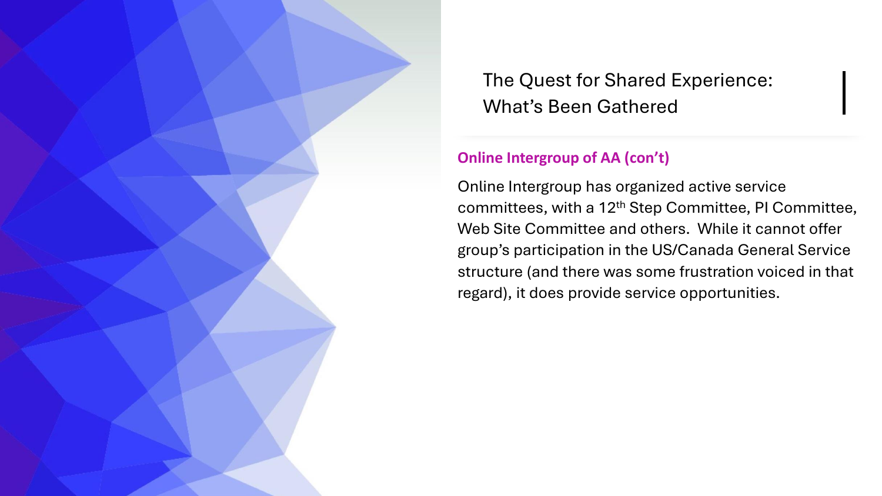## The Quest for Shared Experience: What's Been Gathered

**Online Intergroup of AA (con't)**

Online Intergroup has organized active service committees, with a 12$^{th}$ Step Committee, PI Committee, Web Site Committee and others. While it cannot offer group's participation in the US/Canada General Service structure (and there was some frustration voiced in that regard), it does provide service opportunities.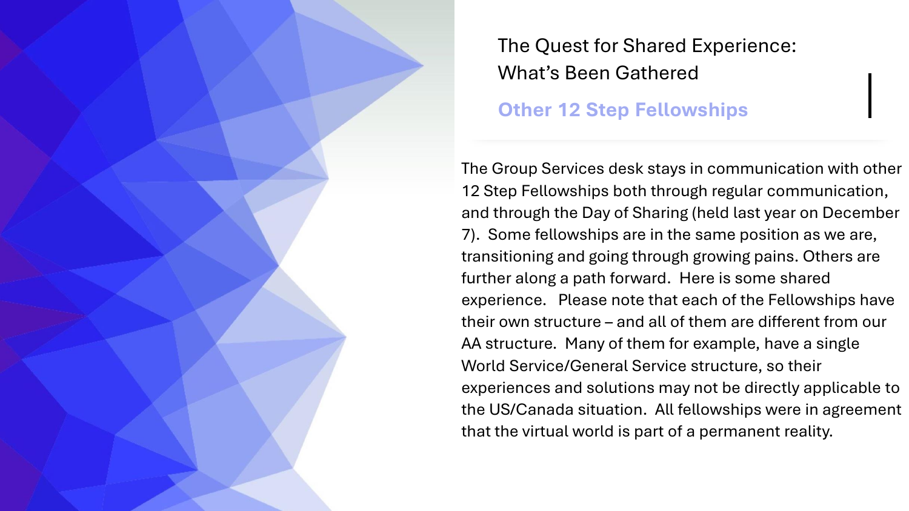# The Quest for Shared Experience: What's Been Gathered

## Other 12 Step Fellowships

The Group Services desk stays in communication with other 12 Step Fellowships both through regular communication, and through the Day of Sharing (held last year on December 7). Some fellowships are in the same position as we are, transitioning and going through growing pains. Others are further along a path forward. Here is some shared experience. Please note that each of the Fellowships have their own structure – and all of them are different from our AA structure. Many of them for example, have a single World Service/General Service structure, so their experiences and solutions may not be directly applicable to the US/Canada situation. All fellowships were in agreement that the virtual world is part of a permanent reality.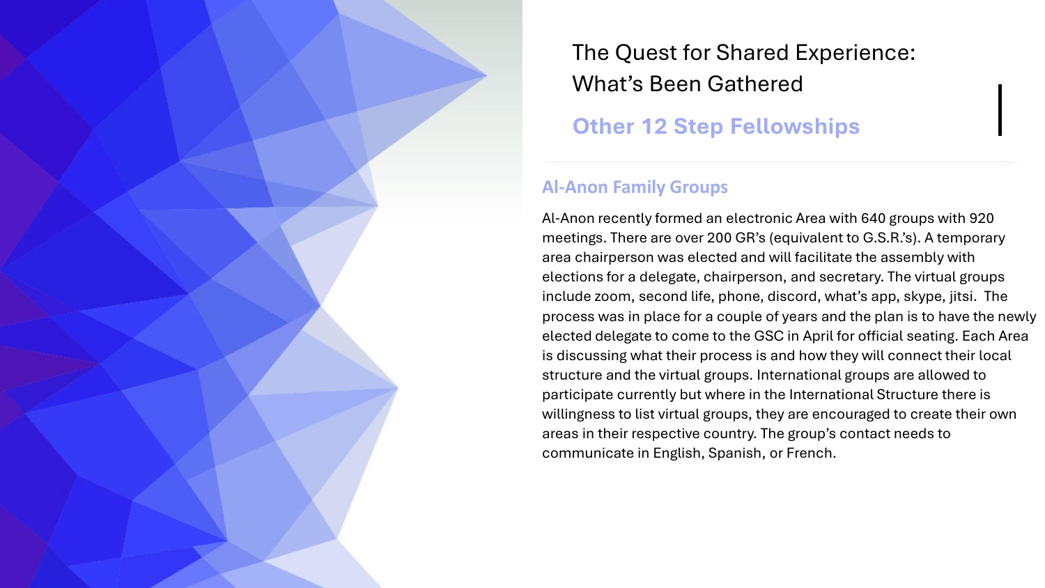# The Quest for Shared Experience: What's Been Gathered

## Other 12 Step Fellowships

### Al-Anon Family Groups

Al-Anon recently formed an electronic Area with 640 groups with 920 meetings. There are over 200 GR's (equivalent to G.S.R.'s). A temporary area chairperson was elected and will facilitate the assembly with elections for a delegate, chairperson, and secretary. The virtual groups include zoom, second life, phone, discord, what's app, skype, jitsi.  The process was in place for a couple of years and the plan is to have the newly elected delegate to come to the GSC in April for official seating. Each Area is discussing what their process is and how they will connect their local structure and the virtual groups. International groups are allowed to participate currently but where in the International Structure there is willingness to list virtual groups, they are encouraged to create their own areas in their respective country. The group's contact needs to communicate in English, Spanish, or French.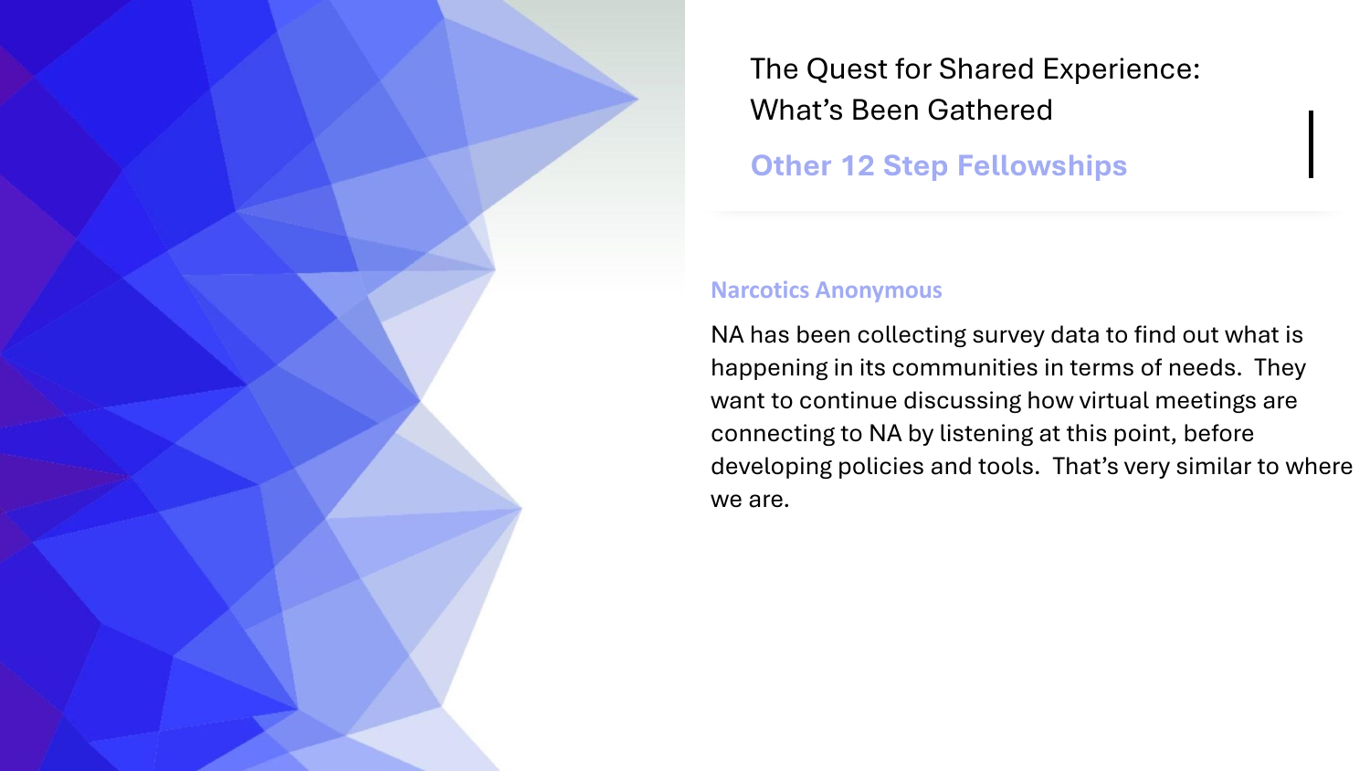# The Quest for Shared Experience: What's Been Gathered

## Other 12 Step Fellowships

### Narcotics Anonymous

NA has been collecting survey data to find out what is happening in its communities in terms of needs. They want to continue discussing how virtual meetings are connecting to NA by listening at this point, before developing policies and tools. That's very similar to where we are.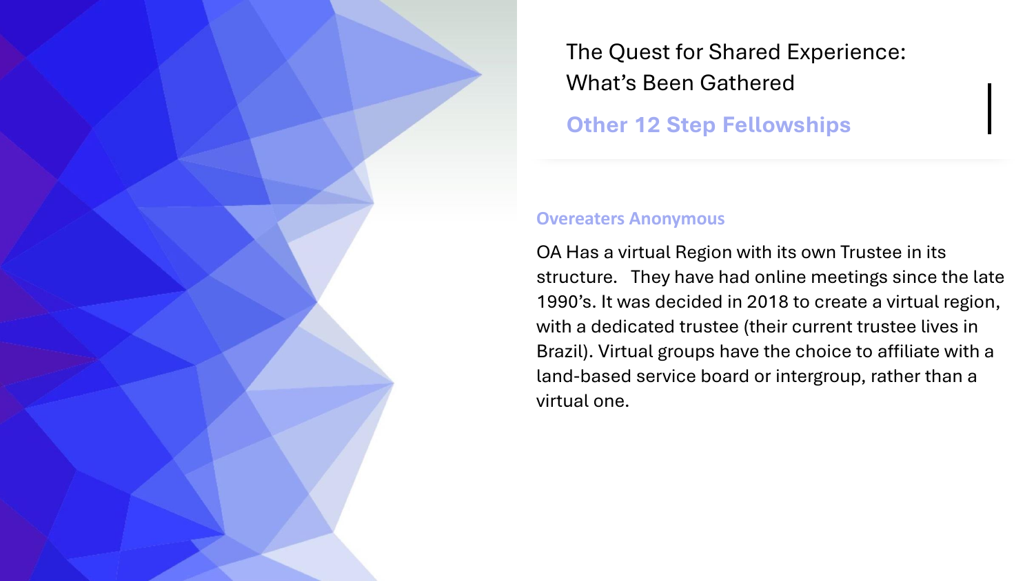# The Quest for Shared Experience: What's Been Gathered

## Other 12 Step Fellowships

### Overeaters Anonymous

OA Has a virtual Region with its own Trustee in its structure.   They have had online meetings since the late 1990's. It was decided in 2018 to create a virtual region, with a dedicated trustee (their current trustee lives in Brazil). Virtual groups have the choice to affiliate with a land-based service board or intergroup, rather than a virtual one.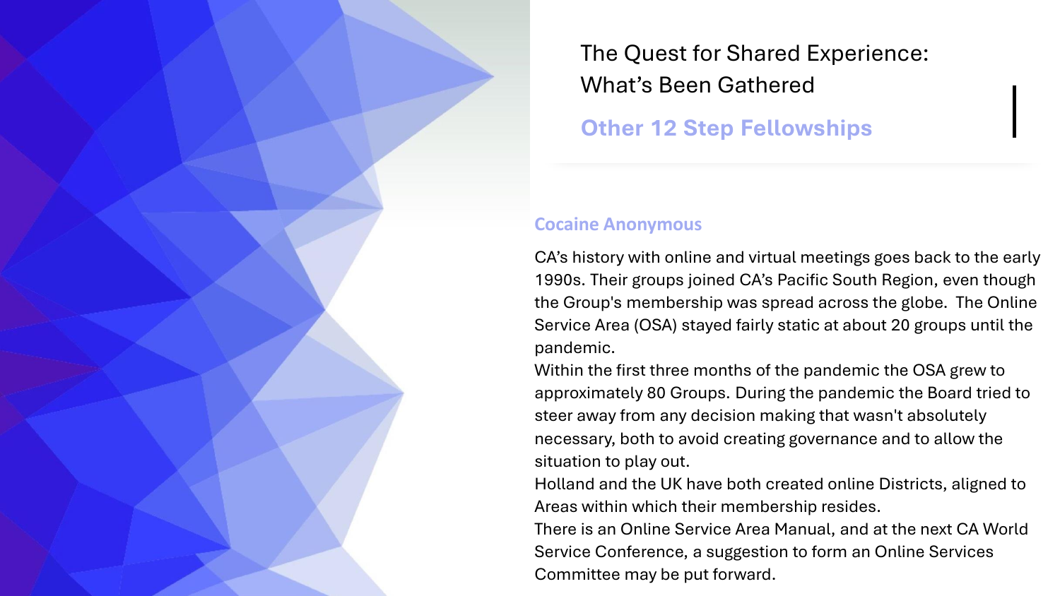# The Quest for Shared Experience: What's Been Gathered

## Other 12 Step Fellowships

### Cocaine Anonymous

CA's history with online and virtual meetings goes back to the early 1990s. Their groups joined CA's Pacific South Region, even though the Group's membership was spread across the globe. The Online Service Area (OSA) stayed fairly static at about 20 groups until the pandemic.

Within the first three months of the pandemic the OSA grew to approximately 80 Groups. During the pandemic the Board tried to steer away from any decision making that wasn't absolutely necessary, both to avoid creating governance and to allow the situation to play out.

Holland and the UK have both created online Districts, aligned to Areas within which their membership resides.

There is an Online Service Area Manual, and at the next CA World Service Conference, a suggestion to form an Online Services Committee may be put forward.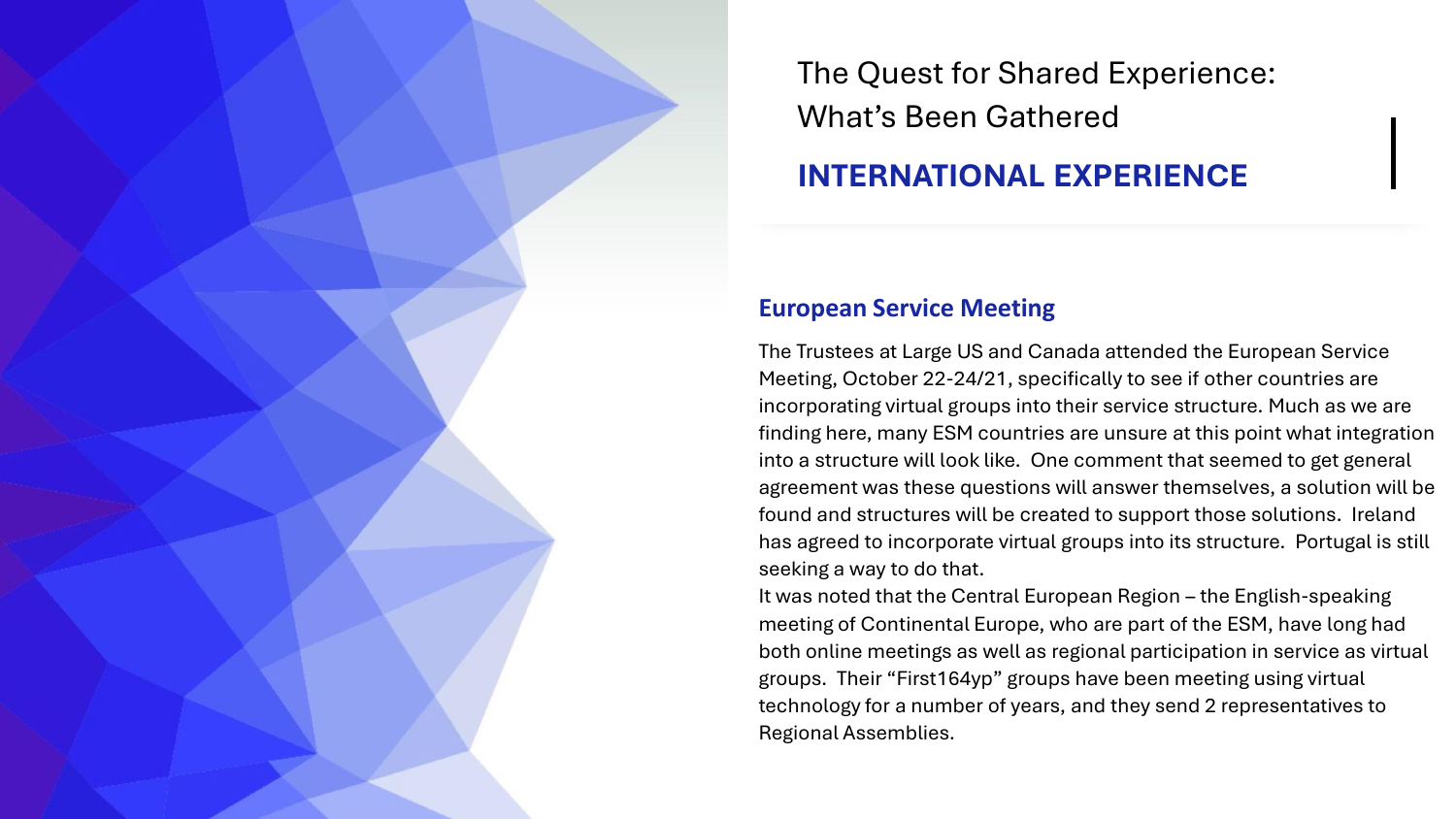# The Quest for Shared Experience: What's Been Gathered

## INTERNATIONAL EXPERIENCE

### European Service Meeting

The Trustees at Large US and Canada attended the European Service Meeting, October 22-24/21, specifically to see if other countries are incorporating virtual groups into their service structure. Much as we are finding here, many ESM countries are unsure at this point what integration into a structure will look like. One comment that seemed to get general agreement was these questions will answer themselves, a solution will be found and structures will be created to support those solutions. Ireland has agreed to incorporate virtual groups into its structure. Portugal is still seeking a way to do that.

It was noted that the Central European Region – the English-speaking meeting of Continental Europe, who are part of the ESM, have long had both online meetings as well as regional participation in service as virtual groups. Their "First164yp" groups have been meeting using virtual technology for a number of years, and they send 2 representatives to Regional Assemblies.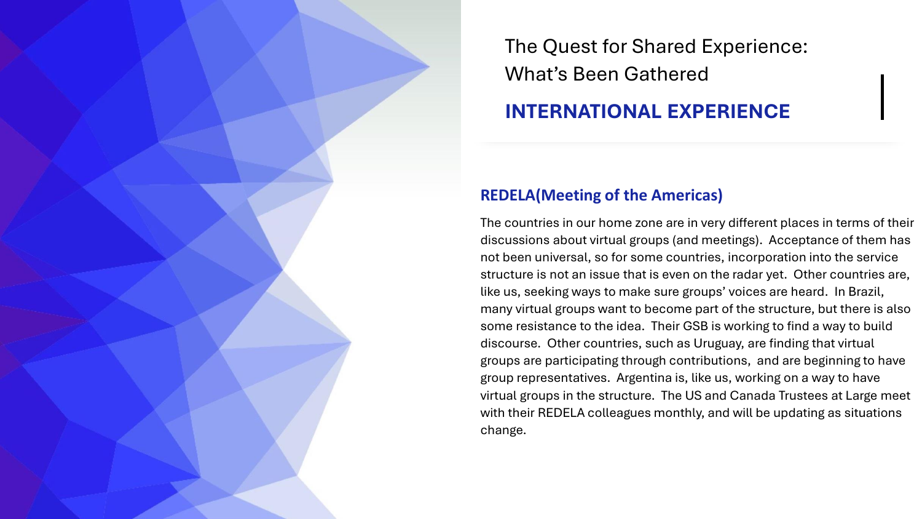# The Quest for Shared Experience: What's Been Gathered

## INTERNATIONAL EXPERIENCE

### REDELA(Meeting of the Americas)

The countries in our home zone are in very different places in terms of their discussions about virtual groups (and meetings). Acceptance of them has not been universal, so for some countries, incorporation into the service structure is not an issue that is even on the radar yet. Other countries are, like us, seeking ways to make sure groups' voices are heard. In Brazil, many virtual groups want to become part of the structure, but there is also some resistance to the idea. Their GSB is working to find a way to build discourse. Other countries, such as Uruguay, are finding that virtual groups are participating through contributions, and are beginning to have group representatives. Argentina is, like us, working on a way to have virtual groups in the structure. The US and Canada Trustees at Large meet with their REDELA colleagues monthly, and will be updating as situations change.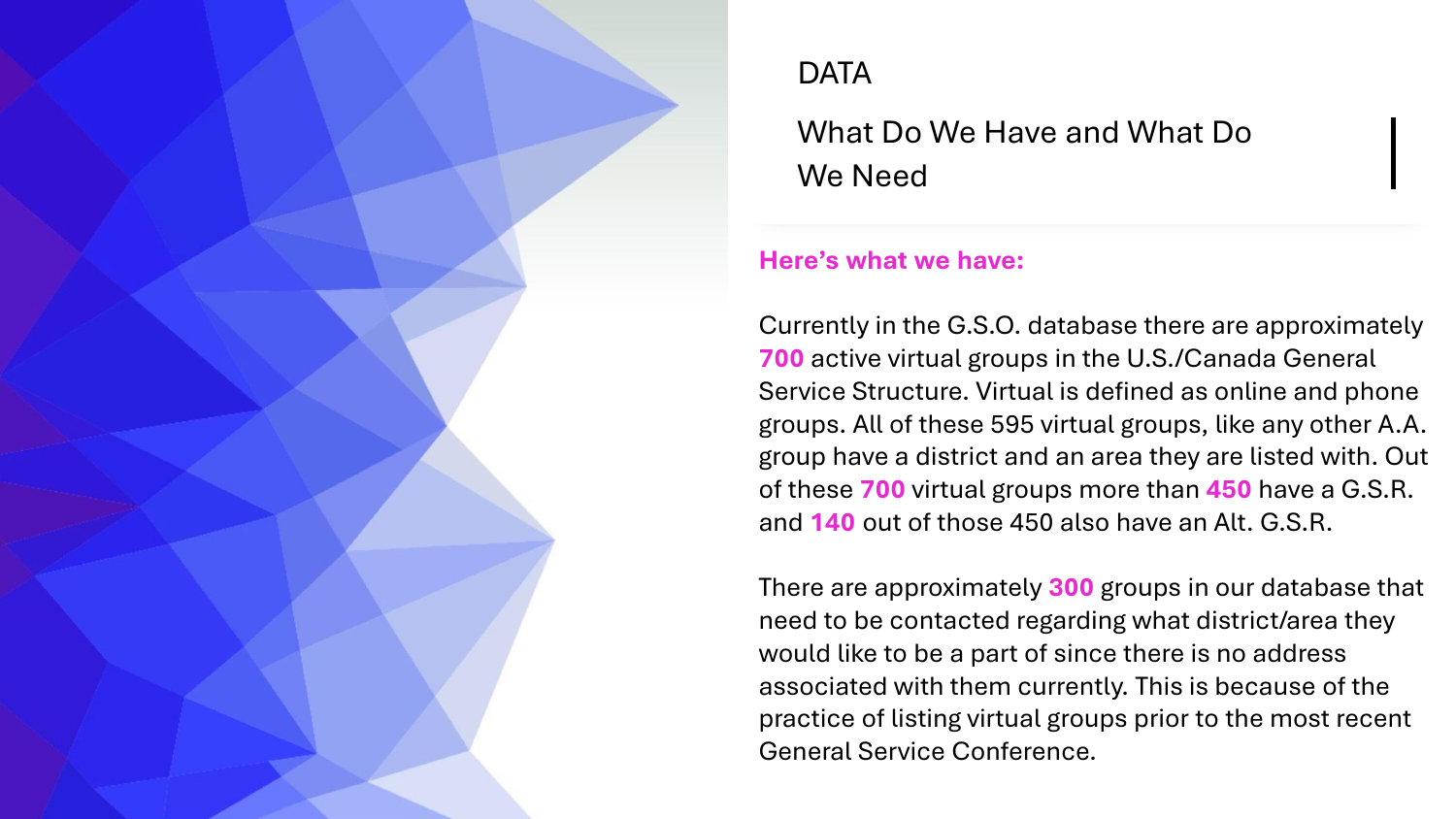DATA

# What Do We Have and What Do We Need

**Here's what we have:**

Currently in the G.S.O. database there are approximately **700** active virtual groups in the U.S./Canada General Service Structure. Virtual is defined as online and phone groups. All of these 595 virtual groups, like any other A.A. group have a district and an area they are listed with. Out of these **700** virtual groups more than **450** have a G.S.R. and **140** out of those 450 also have an Alt. G.S.R.

There are approximately **300** groups in our database that need to be contacted regarding what district/area they would like to be a part of since there is no address associated with them currently. This is because of the practice of listing virtual groups prior to the most recent General Service Conference.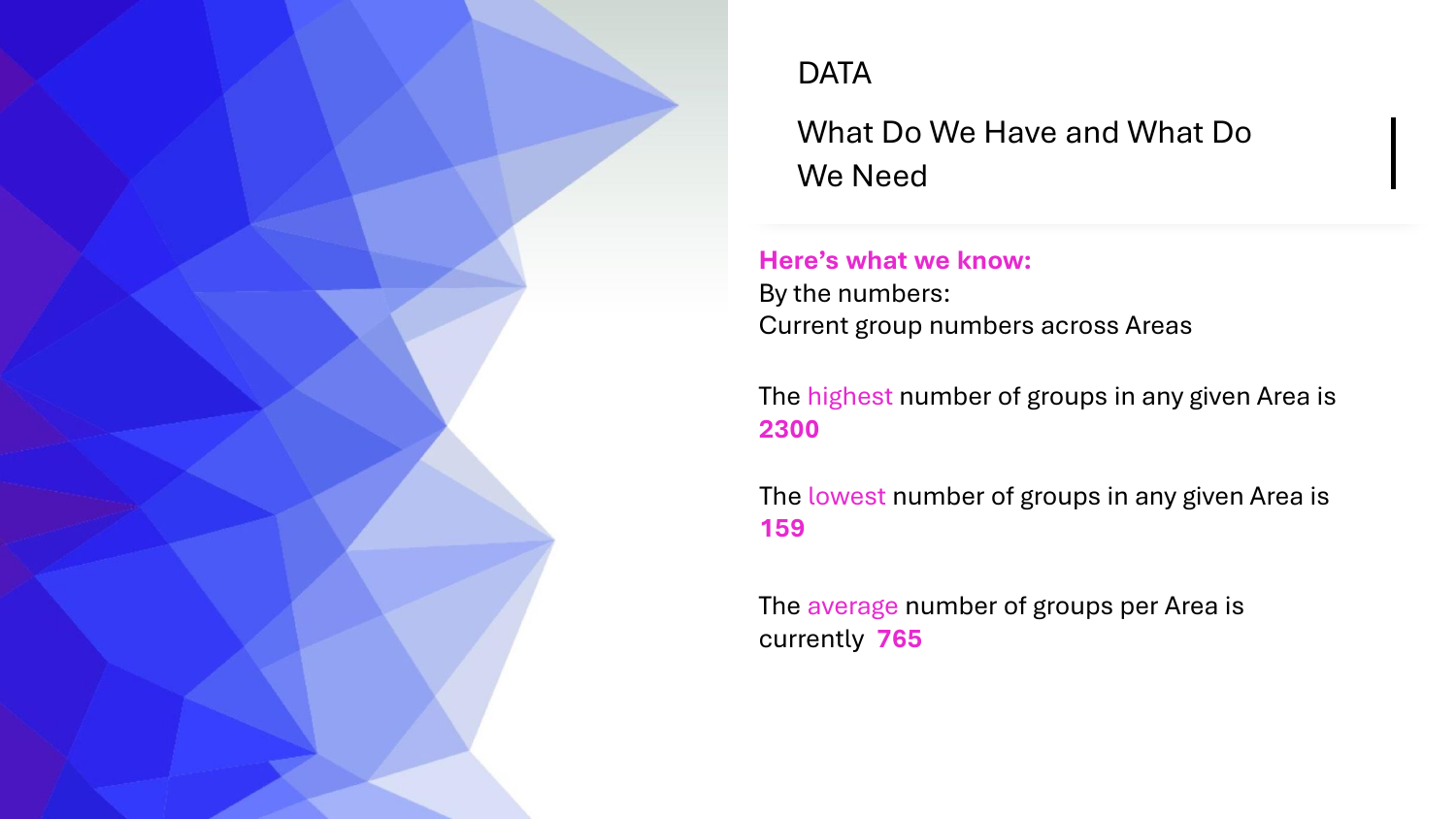# DATA

## What Do We Have and What Do We Need

**Here's what we know:**
By the numbers:
Current group numbers across Areas

The highest number of groups in any given Area is **2300**

The lowest number of groups in any given Area is **159**

The average number of groups per Area is currently **765**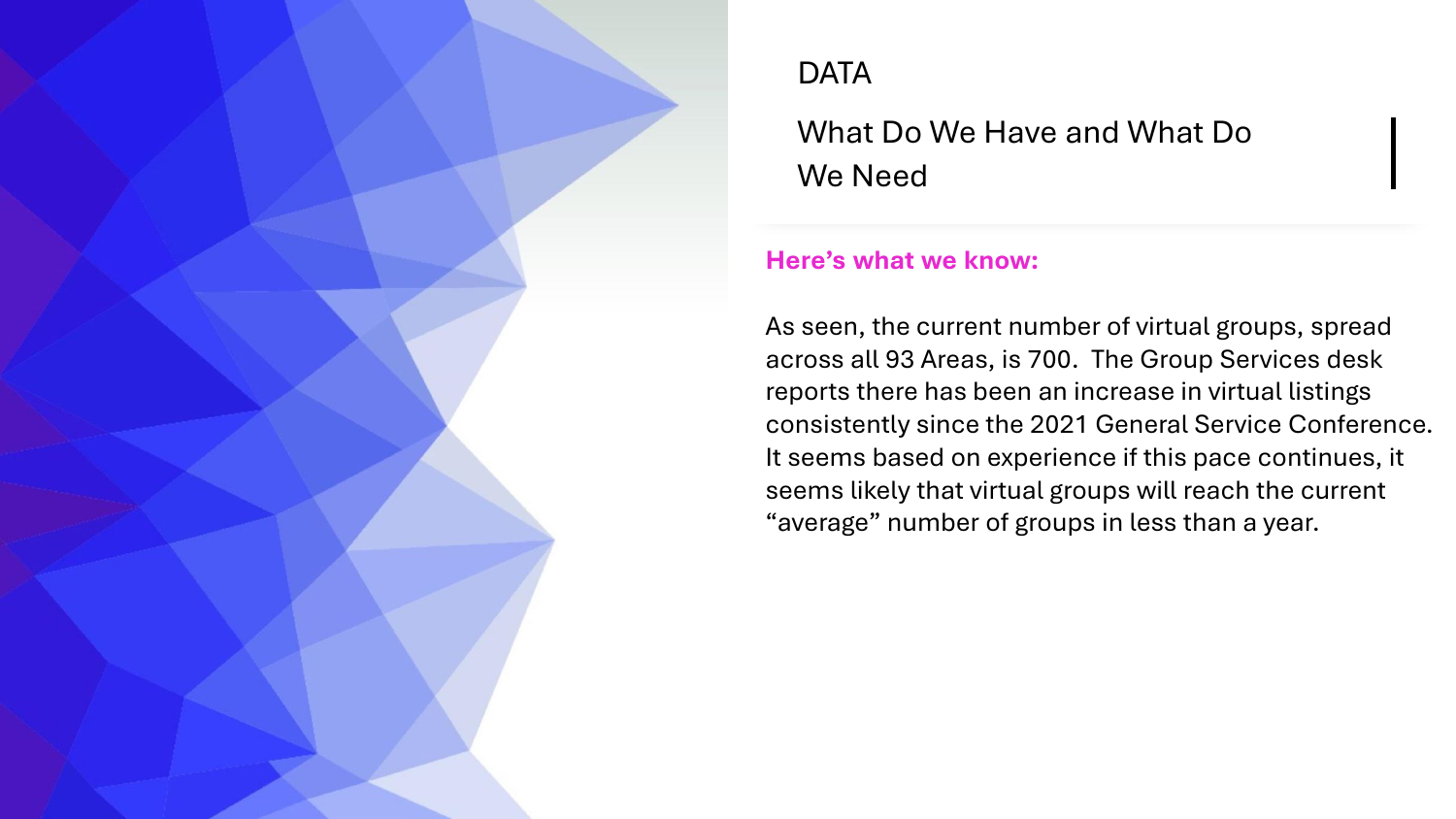DATA

# What Do We Have and What Do We Need

**Here's what we know:**

As seen, the current number of virtual groups, spread across all 93 Areas, is 700. The Group Services desk reports there has been an increase in virtual listings consistently since the 2021 General Service Conference. It seems based on experience if this pace continues, it seems likely that virtual groups will reach the current "average" number of groups in less than a year.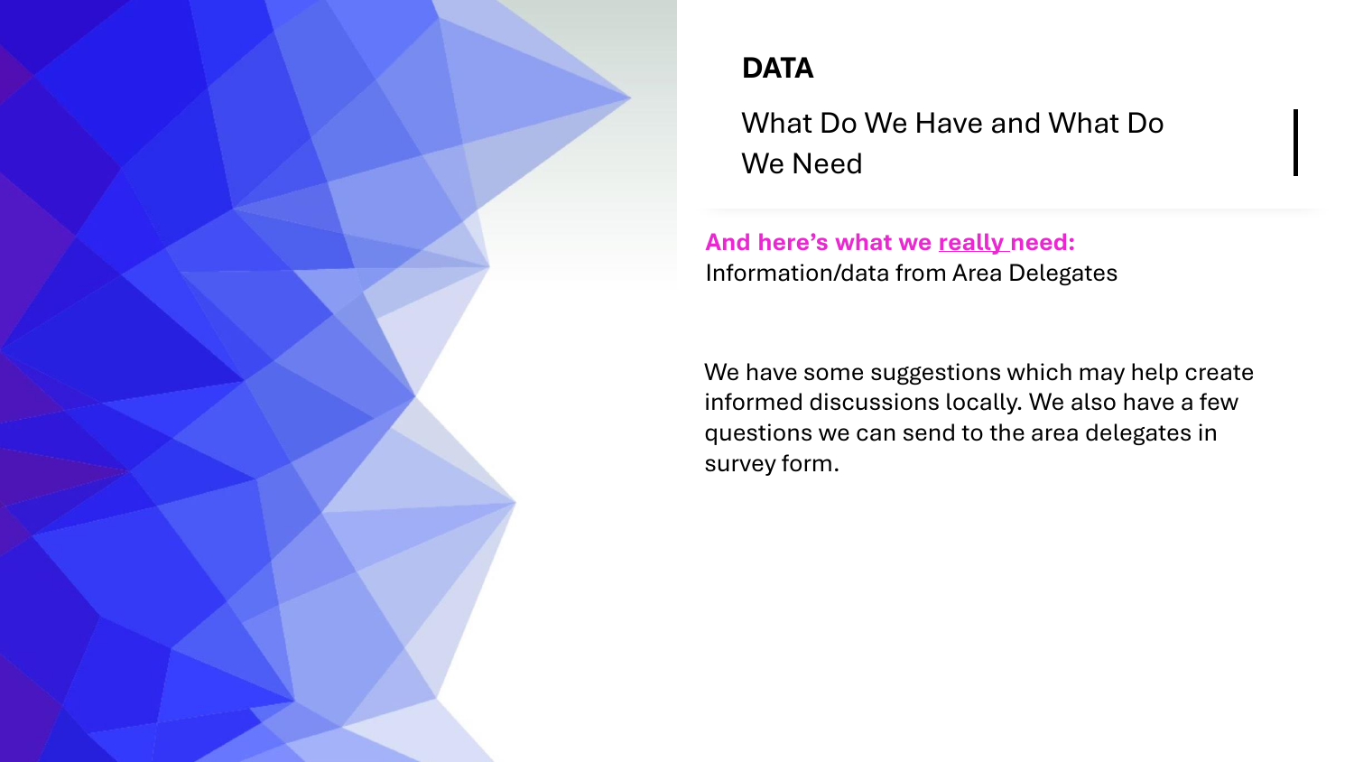# DATA

## What Do We Have and What Do We Need

**And here's what we really need:**
Information/data from Area Delegates

We have some suggestions which may help create informed discussions locally. We also have a few questions we can send to the area delegates in survey form.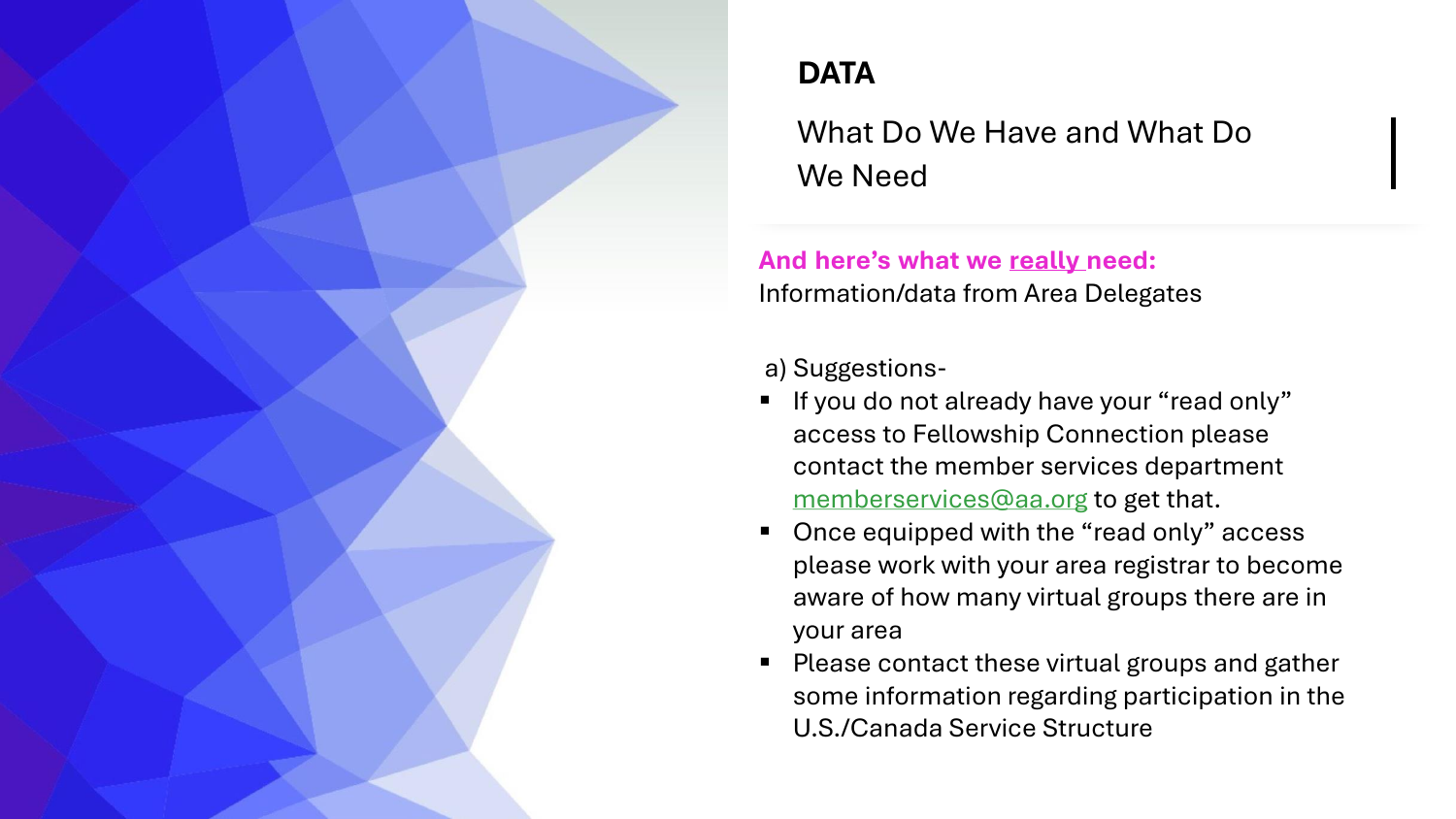## DATA

What Do We Have and What Do We Need

**And here's what we <u>really</u> need:**
Information/data from Area Delegates

a) Suggestions-

- If you do not already have your "read only" access to Fellowship Connection please contact the member services department memberservices@aa.org to get that.
- Once equipped with the "read only" access please work with your area registrar to become aware of how many virtual groups there are in your area
- Please contact these virtual groups and gather some information regarding participation in the U.S./Canada Service Structure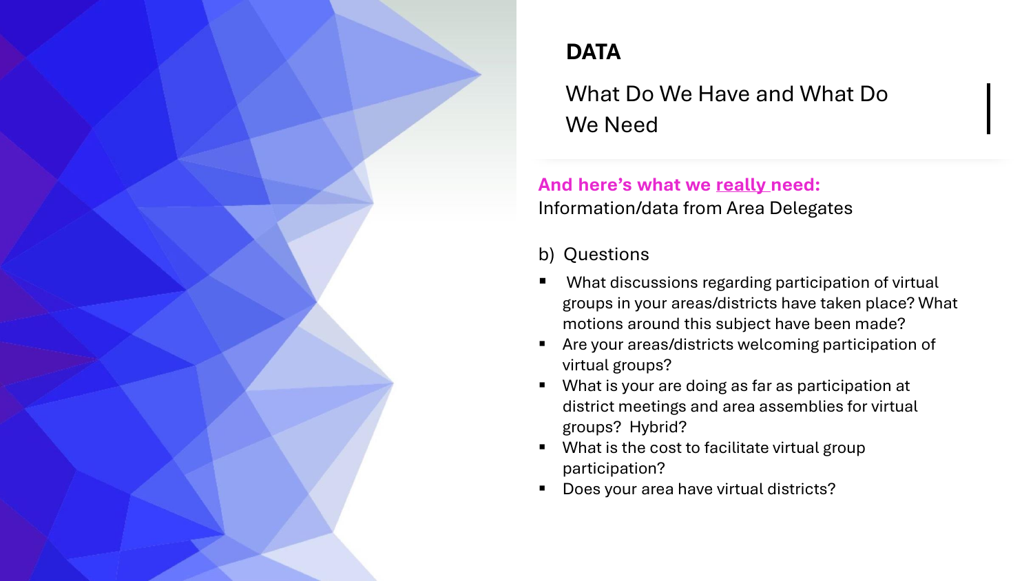# DATA

## What Do We Have and What Do We Need

**And here's what we really need:**
Information/data from Area Delegates

b) Questions

- What discussions regarding participation of virtual groups in your areas/districts have taken place? What motions around this subject have been made?
- Are your areas/districts welcoming participation of virtual groups?
- What is your are doing as far as participation at district meetings and area assemblies for virtual groups? Hybrid?
- What is the cost to facilitate virtual group participation?
- Does your area have virtual districts?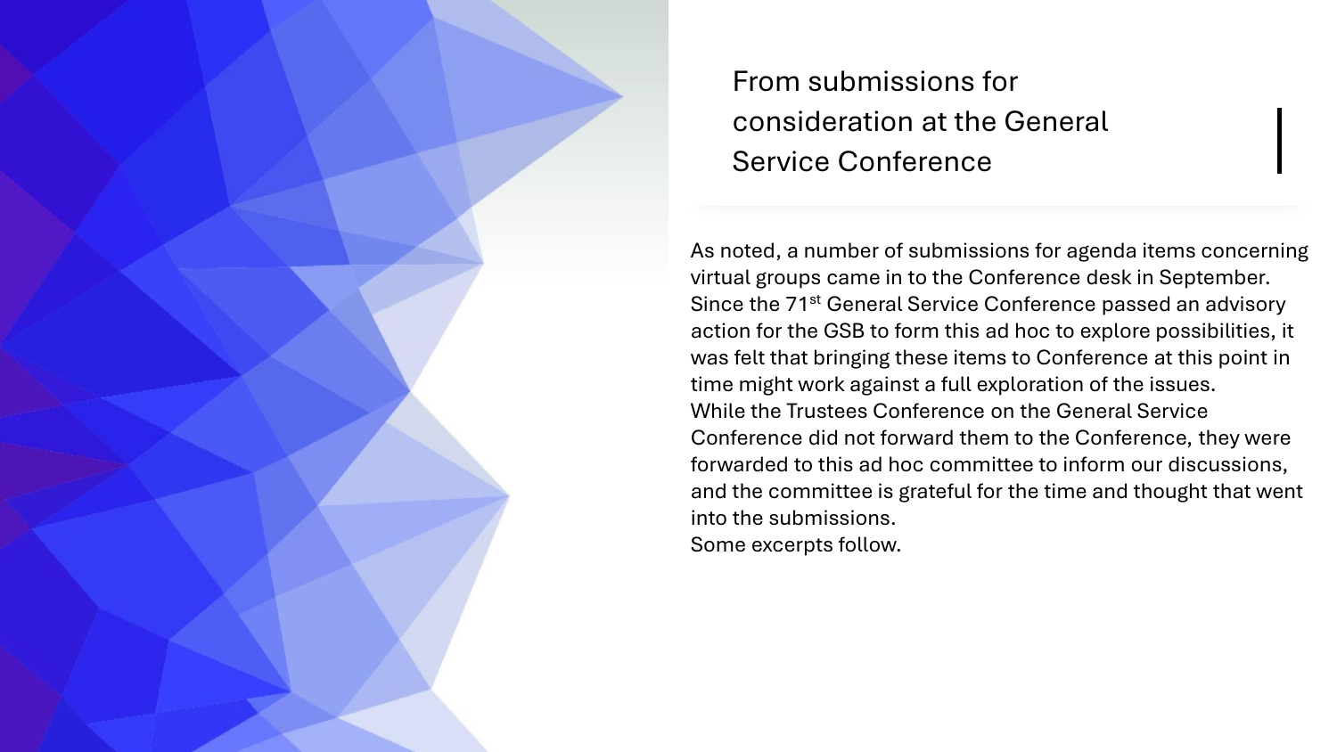# From submissions for consideration at the General Service Conference

As noted, a number of submissions for agenda items concerning virtual groups came in to the Conference desk in September. Since the 71st General Service Conference passed an advisory action for the GSB to form this ad hoc to explore possibilities, it was felt that bringing these items to Conference at this point in time might work against a full exploration of the issues.

While the Trustees Conference on the General Service Conference did not forward them to the Conference, they were forwarded to this ad hoc committee to inform our discussions, and the committee is grateful for the time and thought that went into the submissions.

Some excerpts follow.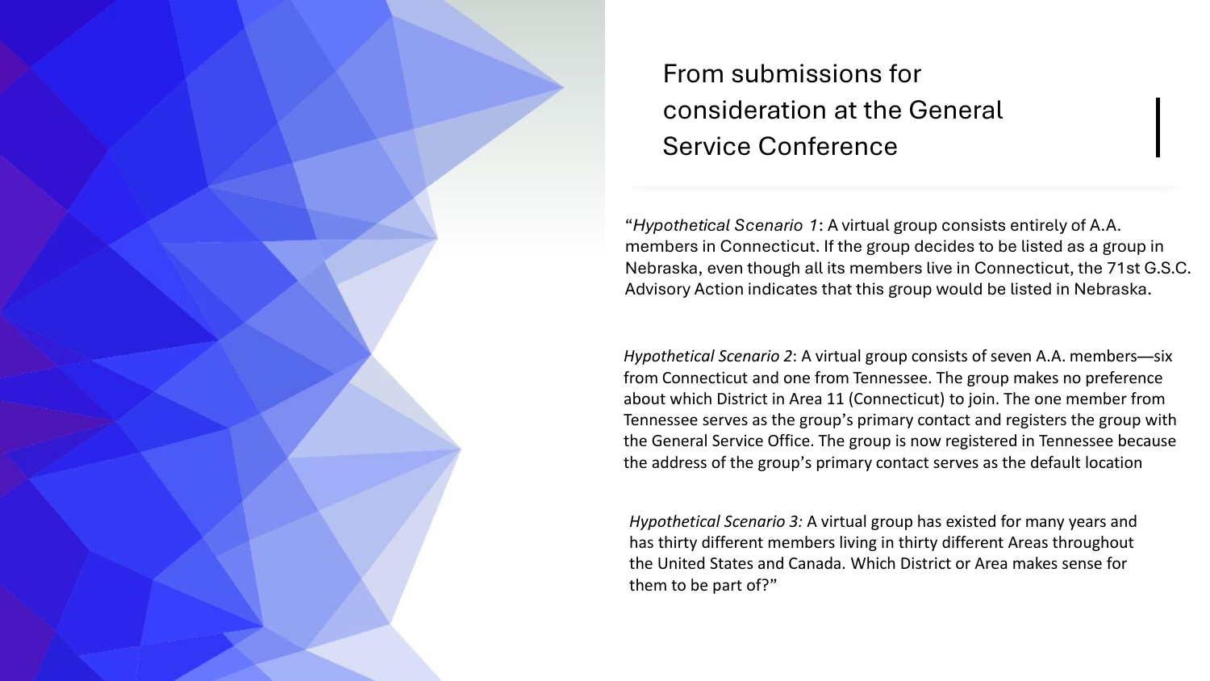# From submissions for consideration at the General Service Conference

"*Hypothetical Scenario 1*: A virtual group consists entirely of A.A. members in Connecticut. If the group decides to be listed as a group in Nebraska, even though all its members live in Connecticut, the 71st G.S.C. Advisory Action indicates that this group would be listed in Nebraska.

*Hypothetical Scenario 2*: A virtual group consists of seven A.A. members—six from Connecticut and one from Tennessee. The group makes no preference about which District in Area 11 (Connecticut) to join. The one member from Tennessee serves as the group's primary contact and registers the group with the General Service Office. The group is now registered in Tennessee because the address of the group's primary contact serves as the default location

*Hypothetical Scenario 3:* A virtual group has existed for many years and has thirty different members living in thirty different Areas throughout the United States and Canada. Which District or Area makes sense for them to be part of?"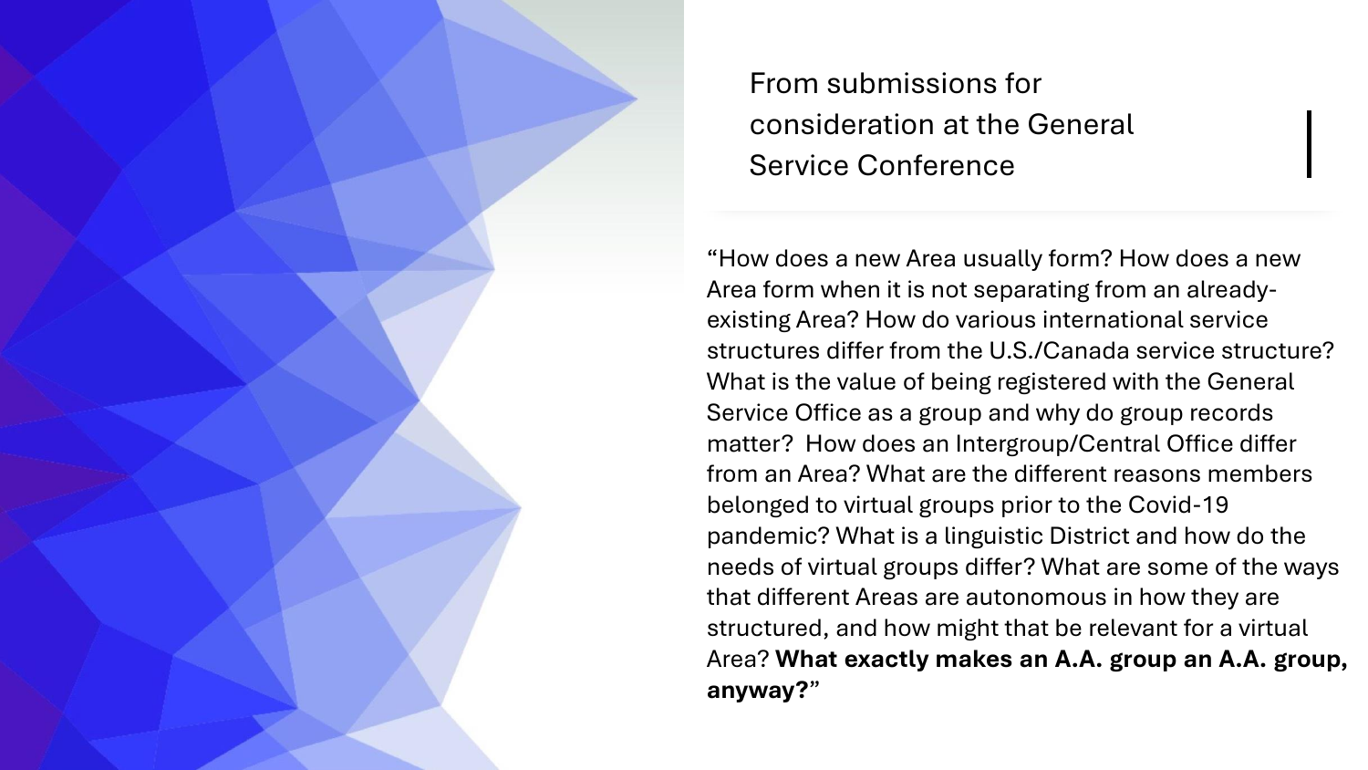## From submissions for consideration at the General Service Conference

"How does a new Area usually form? How does a new Area form when it is not separating from an already-existing Area? How do various international service structures differ from the U.S./Canada service structure? What is the value of being registered with the General Service Office as a group and why do group records matter? How does an Intergroup/Central Office differ from an Area? What are the different reasons members belonged to virtual groups prior to the Covid-19 pandemic? What is a linguistic District and how do the needs of virtual groups differ? What are some of the ways that different Areas are autonomous in how they are structured, and how might that be relevant for a virtual Area? **What exactly makes an A.A. group an A.A. group, anyway?**"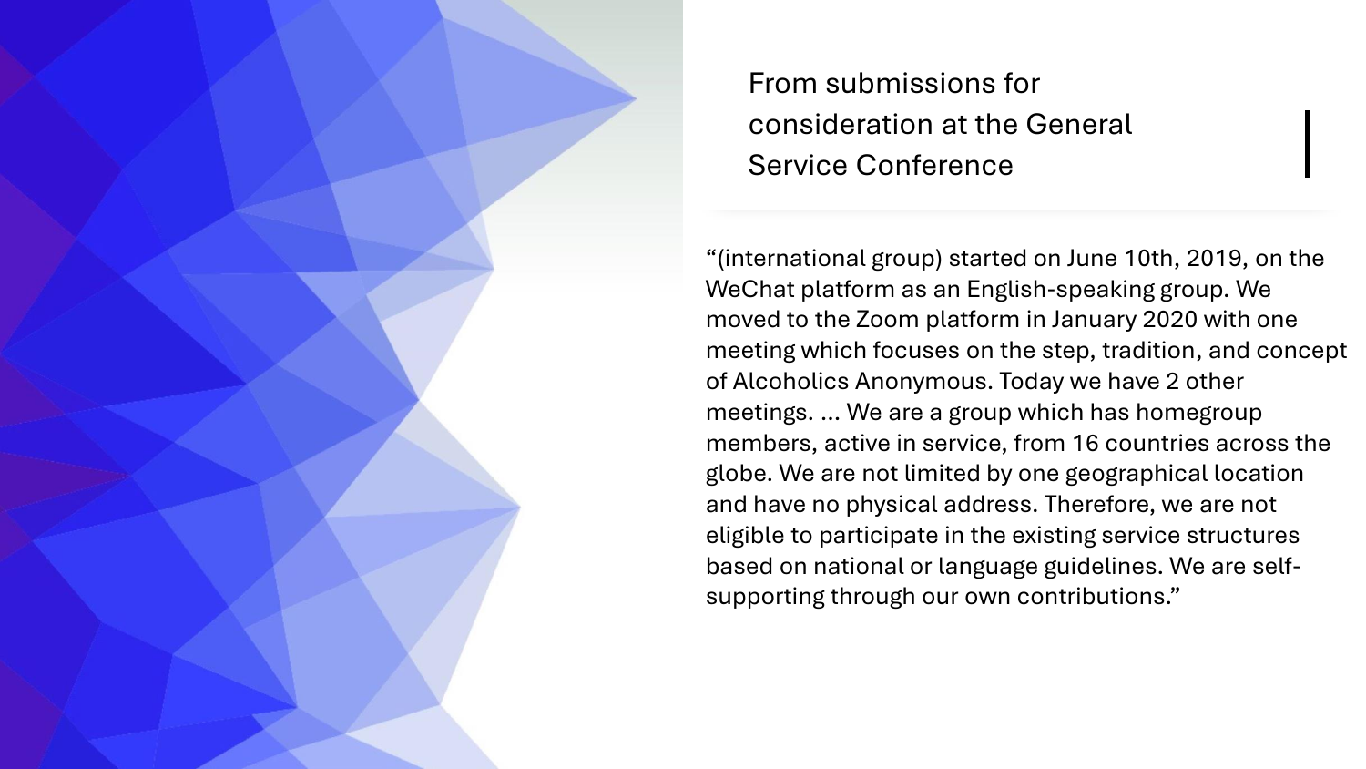## From submissions for consideration at the General Service Conference

"(international group) started on June 10th, 2019, on the WeChat platform as an English-speaking group. We moved to the Zoom platform in January 2020 with one meeting which focuses on the step, tradition, and concept of Alcoholics Anonymous. Today we have 2 other meetings. ... We are a group which has homegroup members, active in service, from 16 countries across the globe. We are not limited by one geographical location and have no physical address. Therefore, we are not eligible to participate in the existing service structures based on national or language guidelines. We are self-supporting through our own contributions."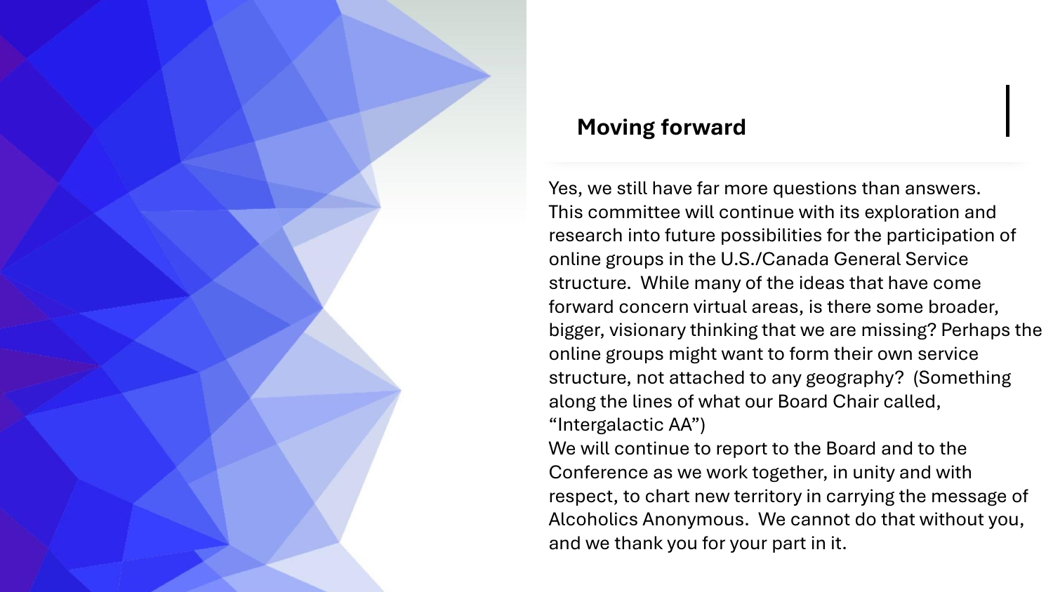## Moving forward

Yes, we still have far more questions than answers. This committee will continue with its exploration and research into future possibilities for the participation of online groups in the U.S./Canada General Service structure. While many of the ideas that have come forward concern virtual areas, is there some broader, bigger, visionary thinking that we are missing? Perhaps the online groups might want to form their own service structure, not attached to any geography? (Something along the lines of what our Board Chair called, "Intergalactic AA")

We will continue to report to the Board and to the Conference as we work together, in unity and with respect, to chart new territory in carrying the message of Alcoholics Anonymous. We cannot do that without you, and we thank you for your part in it.